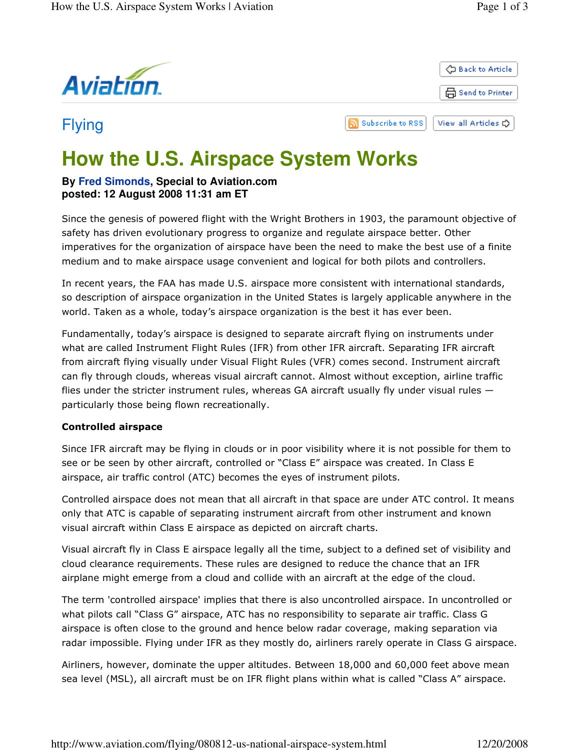Flying

# How the U.S. Airspace System Works

**By Fred Simonds, Special to Aviation.com**
**posted: 12 August 2008 11:31 am ET**

Since the genesis of powered flight with the Wright Brothers in 1903, the paramount objective of safety has driven evolutionary progress to organize and regulate airspace better. Other imperatives for the organization of airspace have been the need to make the best use of a finite medium and to make airspace usage convenient and logical for both pilots and controllers.

In recent years, the FAA has made U.S. airspace more consistent with international standards, so description of airspace organization in the United States is largely applicable anywhere in the world. Taken as a whole, today's airspace organization is the best it has ever been.

Fundamentally, today's airspace is designed to separate aircraft flying on instruments under what are called Instrument Flight Rules (IFR) from other IFR aircraft. Separating IFR aircraft from aircraft flying visually under Visual Flight Rules (VFR) comes second. Instrument aircraft can fly through clouds, whereas visual aircraft cannot. Almost without exception, airline traffic flies under the stricter instrument rules, whereas GA aircraft usually fly under visual rules — particularly those being flown recreationally.

**Controlled airspace**

Since IFR aircraft may be flying in clouds or in poor visibility where it is not possible for them to see or be seen by other aircraft, controlled or "Class E" airspace was created. In Class E airspace, air traffic control (ATC) becomes the eyes of instrument pilots.

Controlled airspace does not mean that all aircraft in that space are under ATC control. It means only that ATC is capable of separating instrument aircraft from other instrument and known visual aircraft within Class E airspace as depicted on aircraft charts.

Visual aircraft fly in Class E airspace legally all the time, subject to a defined set of visibility and cloud clearance requirements. These rules are designed to reduce the chance that an IFR airplane might emerge from a cloud and collide with an aircraft at the edge of the cloud.

The term 'controlled airspace' implies that there is also uncontrolled airspace. In uncontrolled or what pilots call "Class G" airspace, ATC has no responsibility to separate air traffic. Class G airspace is often close to the ground and hence below radar coverage, making separation via radar impossible. Flying under IFR as they mostly do, airliners rarely operate in Class G airspace.

Airliners, however, dominate the upper altitudes. Between 18,000 and 60,000 feet above mean sea level (MSL), all aircraft must be on IFR flight plans within what is called "Class A" airspace.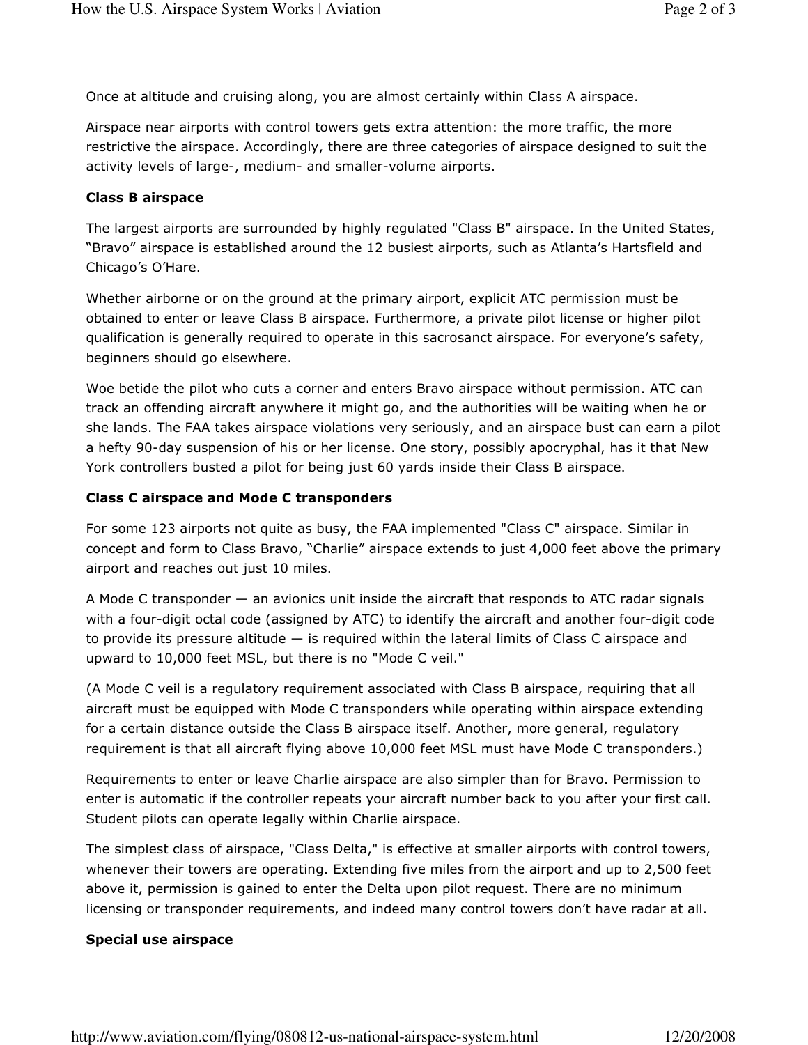Once at altitude and cruising along, you are almost certainly within Class A airspace.

Airspace near airports with control towers gets extra attention: the more traffic, the more restrictive the airspace. Accordingly, there are three categories of airspace designed to suit the activity levels of large-, medium- and smaller-volume airports.

**Class B airspace**

The largest airports are surrounded by highly regulated "Class B" airspace. In the United States, “Bravo” airspace is established around the 12 busiest airports, such as Atlanta’s Hartsfield and Chicago’s O’Hare.

Whether airborne or on the ground at the primary airport, explicit ATC permission must be obtained to enter or leave Class B airspace. Furthermore, a private pilot license or higher pilot qualification is generally required to operate in this sacrosanct airspace. For everyone’s safety, beginners should go elsewhere.

Woe betide the pilot who cuts a corner and enters Bravo airspace without permission. ATC can track an offending aircraft anywhere it might go, and the authorities will be waiting when he or she lands. The FAA takes airspace violations very seriously, and an airspace bust can earn a pilot a hefty 90-day suspension of his or her license. One story, possibly apocryphal, has it that New York controllers busted a pilot for being just 60 yards inside their Class B airspace.

**Class C airspace and Mode C transponders**

For some 123 airports not quite as busy, the FAA implemented "Class C" airspace. Similar in concept and form to Class Bravo, “Charlie” airspace extends to just 4,000 feet above the primary airport and reaches out just 10 miles.

A Mode C transponder — an avionics unit inside the aircraft that responds to ATC radar signals with a four-digit octal code (assigned by ATC) to identify the aircraft and another four-digit code to provide its pressure altitude — is required within the lateral limits of Class C airspace and upward to 10,000 feet MSL, but there is no "Mode C veil."

(A Mode C veil is a regulatory requirement associated with Class B airspace, requiring that all aircraft must be equipped with Mode C transponders while operating within airspace extending for a certain distance outside the Class B airspace itself. Another, more general, regulatory requirement is that all aircraft flying above 10,000 feet MSL must have Mode C transponders.)

Requirements to enter or leave Charlie airspace are also simpler than for Bravo. Permission to enter is automatic if the controller repeats your aircraft number back to you after your first call. Student pilots can operate legally within Charlie airspace.

The simplest class of airspace, "Class Delta," is effective at smaller airports with control towers, whenever their towers are operating. Extending five miles from the airport and up to 2,500 feet above it, permission is gained to enter the Delta upon pilot request. There are no minimum licensing or transponder requirements, and indeed many control towers don’t have radar at all.

**Special use airspace**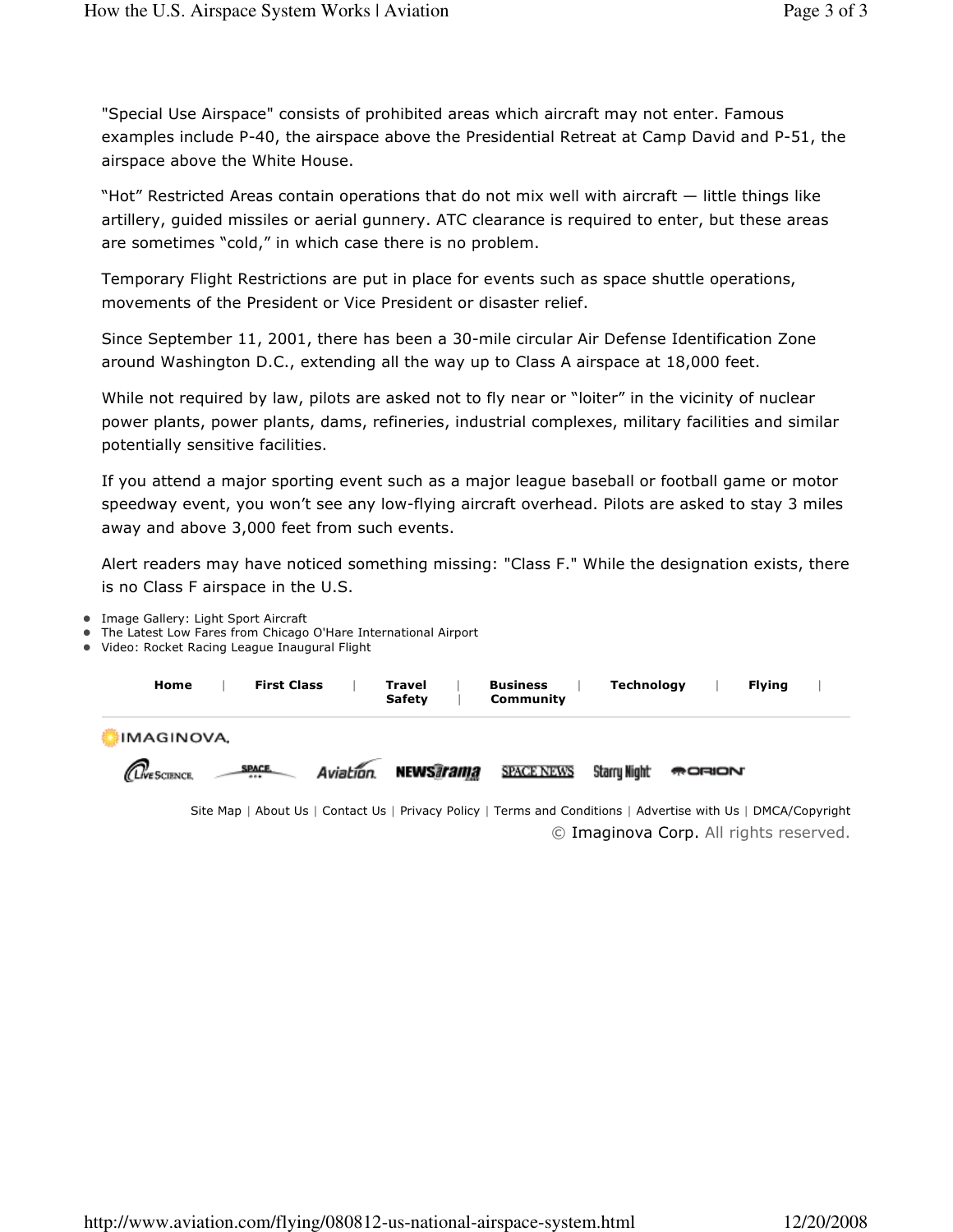"Special Use Airspace" consists of prohibited areas which aircraft may not enter. Famous examples include P-40, the airspace above the Presidential Retreat at Camp David and P-51, the airspace above the White House.

“Hot” Restricted Areas contain operations that do not mix well with aircraft — little things like artillery, guided missiles or aerial gunnery. ATC clearance is required to enter, but these areas are sometimes “cold,” in which case there is no problem.

Temporary Flight Restrictions are put in place for events such as space shuttle operations, movements of the President or Vice President or disaster relief.

Since September 11, 2001, there has been a 30-mile circular Air Defense Identification Zone around Washington D.C., extending all the way up to Class A airspace at 18,000 feet.

While not required by law, pilots are asked not to fly near or “loiter” in the vicinity of nuclear power plants, power plants, dams, refineries, industrial complexes, military facilities and similar potentially sensitive facilities.

If you attend a major sporting event such as a major league baseball or football game or motor speedway event, you won’t see any low-flying aircraft overhead. Pilots are asked to stay 3 miles away and above 3,000 feet from such events.

Alert readers may have noticed something missing: "Class F." While the designation exists, there is no Class F airspace in the U.S.

- Image Gallery: Light Sport Aircraft
- The Latest Low Fares from Chicago O'Hare International Airport
- Video: Rocket Racing League Inaugural Flight

Home | First Class | Travel Safety | Business Community | Technology | Flying |

IMAGINOVA

Site Map | About Us | Contact Us | Privacy Policy | Terms and Conditions | Advertise with Us | DMCA/Copyright

© Imaginova Corp. All rights reserved.